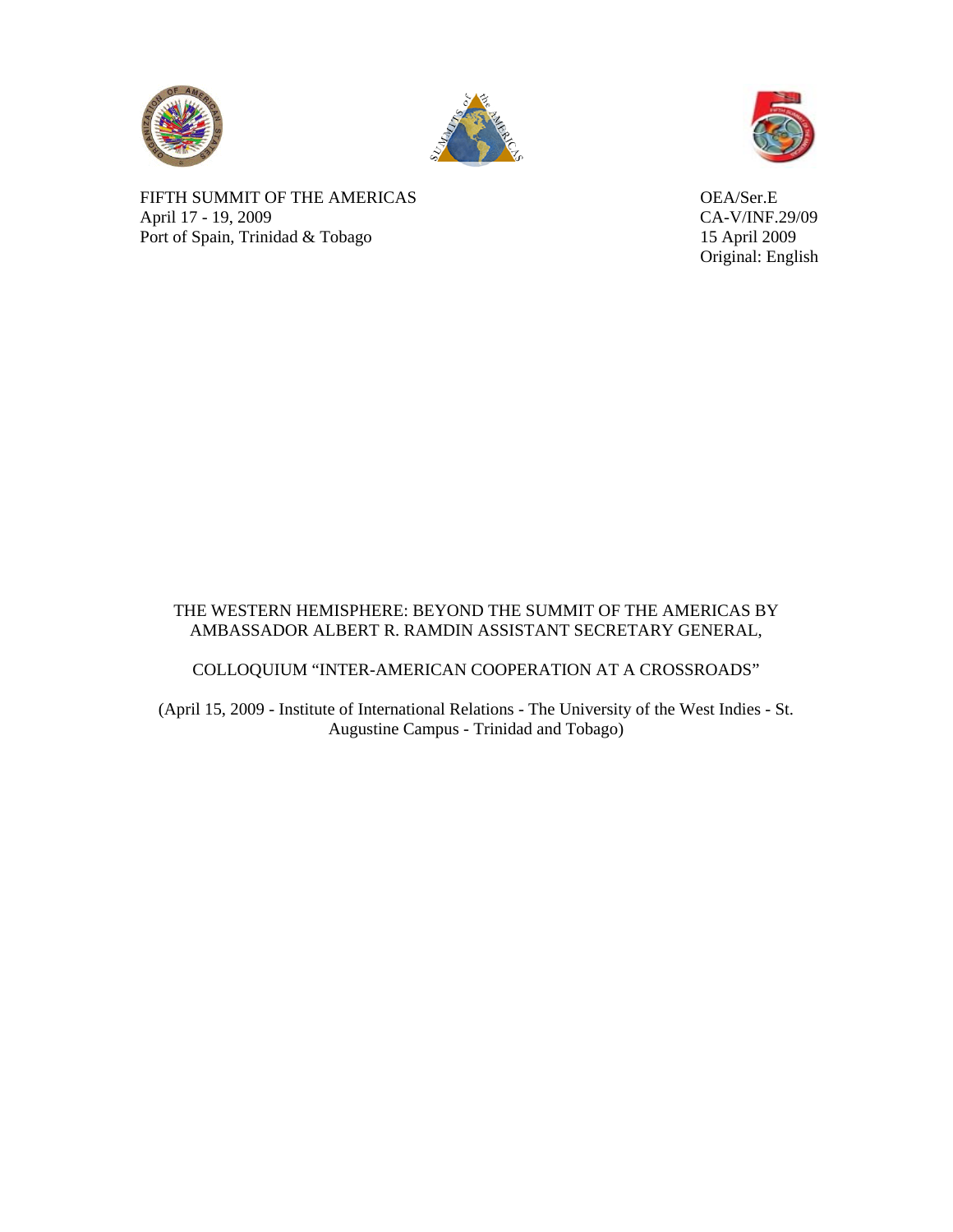FIFTH SUMMIT OF THE AMERICAS
April 17 - 19, 2009
Port of Spain, Trinidad & Tobago

OEA/Ser.E
CA-V/INF.29/09
15 April 2009
Original: English

THE WESTERN HEMISPHERE: BEYOND THE SUMMIT OF THE AMERICAS BY AMBASSADOR ALBERT R. RAMDIN ASSISTANT SECRETARY GENERAL,

COLLOQUIUM "INTER-AMERICAN COOPERATION AT A CROSSROADS"

(April 15, 2009 - Institute of International Relations - The University of the West Indies - St. Augustine Campus - Trinidad and Tobago)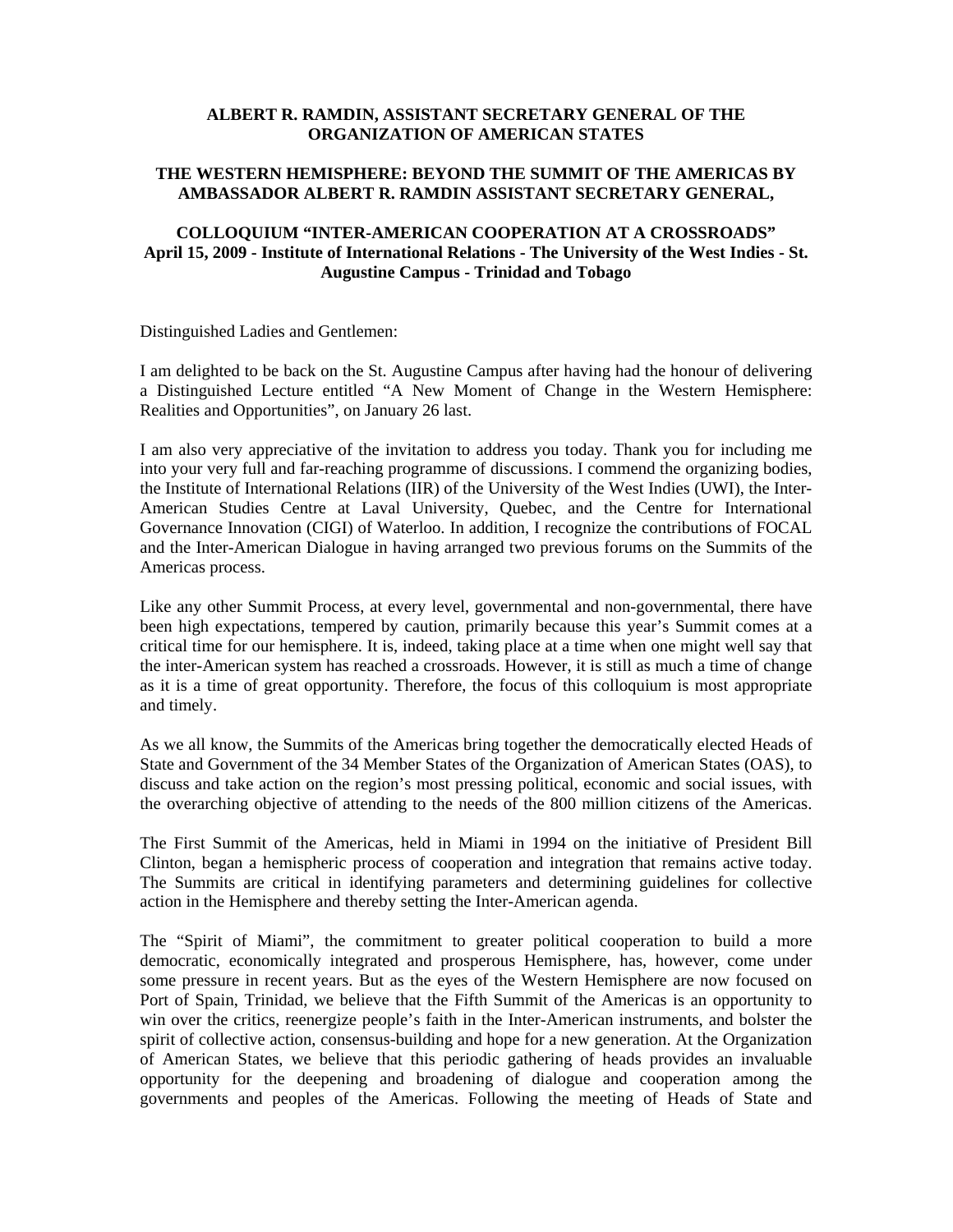**ALBERT R. RAMDIN, ASSISTANT SECRETARY GENERAL OF THE ORGANIZATION OF AMERICAN STATES**

**THE WESTERN HEMISPHERE: BEYOND THE SUMMIT OF THE AMERICAS BY AMBASSADOR ALBERT R. RAMDIN ASSISTANT SECRETARY GENERAL,**

**COLLOQUIUM "INTER-AMERICAN COOPERATION AT A CROSSROADS"**
**April 15, 2009 - Institute of International Relations - The University of the West Indies - St. Augustine Campus - Trinidad and Tobago**

Distinguished Ladies and Gentlemen:

I am delighted to be back on the St. Augustine Campus after having had the honour of delivering a Distinguished Lecture entitled "A New Moment of Change in the Western Hemisphere: Realities and Opportunities", on January 26 last.

I am also very appreciative of the invitation to address you today. Thank you for including me into your very full and far-reaching programme of discussions. I commend the organizing bodies, the Institute of International Relations (IIR) of the University of the West Indies (UWI), the Inter-American Studies Centre at Laval University, Quebec, and the Centre for International Governance Innovation (CIGI) of Waterloo. In addition, I recognize the contributions of FOCAL and the Inter-American Dialogue in having arranged two previous forums on the Summits of the Americas process.

Like any other Summit Process, at every level, governmental and non-governmental, there have been high expectations, tempered by caution, primarily because this year's Summit comes at a critical time for our hemisphere. It is, indeed, taking place at a time when one might well say that the inter-American system has reached a crossroads. However, it is still as much a time of change as it is a time of great opportunity. Therefore, the focus of this colloquium is most appropriate and timely.

As we all know, the Summits of the Americas bring together the democratically elected Heads of State and Government of the 34 Member States of the Organization of American States (OAS), to discuss and take action on the region's most pressing political, economic and social issues, with the overarching objective of attending to the needs of the 800 million citizens of the Americas.

The First Summit of the Americas, held in Miami in 1994 on the initiative of President Bill Clinton, began a hemispheric process of cooperation and integration that remains active today. The Summits are critical in identifying parameters and determining guidelines for collective action in the Hemisphere and thereby setting the Inter-American agenda.

The "Spirit of Miami", the commitment to greater political cooperation to build a more democratic, economically integrated and prosperous Hemisphere, has, however, come under some pressure in recent years. But as the eyes of the Western Hemisphere are now focused on Port of Spain, Trinidad, we believe that the Fifth Summit of the Americas is an opportunity to win over the critics, reenergize people's faith in the Inter-American instruments, and bolster the spirit of collective action, consensus-building and hope for a new generation. At the Organization of American States, we believe that this periodic gathering of heads provides an invaluable opportunity for the deepening and broadening of dialogue and cooperation among the governments and peoples of the Americas. Following the meeting of Heads of State and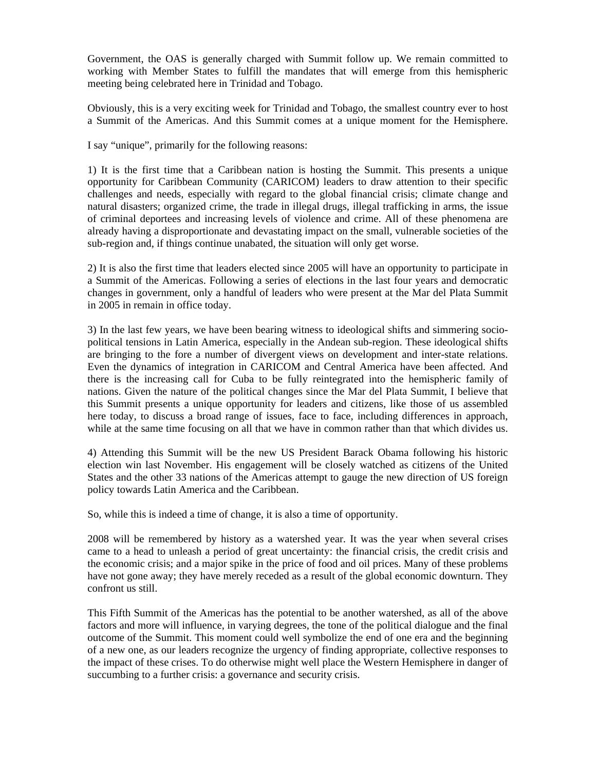Government, the OAS is generally charged with Summit follow up. We remain committed to working with Member States to fulfill the mandates that will emerge from this hemispheric meeting being celebrated here in Trinidad and Tobago.

Obviously, this is a very exciting week for Trinidad and Tobago, the smallest country ever to host a Summit of the Americas. And this Summit comes at a unique moment for the Hemisphere.

I say "unique", primarily for the following reasons:

1) It is the first time that a Caribbean nation is hosting the Summit. This presents a unique opportunity for Caribbean Community (CARICOM) leaders to draw attention to their specific challenges and needs, especially with regard to the global financial crisis; climate change and natural disasters; organized crime, the trade in illegal drugs, illegal trafficking in arms, the issue of criminal deportees and increasing levels of violence and crime. All of these phenomena are already having a disproportionate and devastating impact on the small, vulnerable societies of the sub-region and, if things continue unabated, the situation will only get worse.

2) It is also the first time that leaders elected since 2005 will have an opportunity to participate in a Summit of the Americas. Following a series of elections in the last four years and democratic changes in government, only a handful of leaders who were present at the Mar del Plata Summit in 2005 in remain in office today.

3) In the last few years, we have been bearing witness to ideological shifts and simmering socio-political tensions in Latin America, especially in the Andean sub-region. These ideological shifts are bringing to the fore a number of divergent views on development and inter-state relations. Even the dynamics of integration in CARICOM and Central America have been affected. And there is the increasing call for Cuba to be fully reintegrated into the hemispheric family of nations. Given the nature of the political changes since the Mar del Plata Summit, I believe that this Summit presents a unique opportunity for leaders and citizens, like those of us assembled here today, to discuss a broad range of issues, face to face, including differences in approach, while at the same time focusing on all that we have in common rather than that which divides us.

4) Attending this Summit will be the new US President Barack Obama following his historic election win last November. His engagement will be closely watched as citizens of the United States and the other 33 nations of the Americas attempt to gauge the new direction of US foreign policy towards Latin America and the Caribbean.

So, while this is indeed a time of change, it is also a time of opportunity.

2008 will be remembered by history as a watershed year. It was the year when several crises came to a head to unleash a period of great uncertainty: the financial crisis, the credit crisis and the economic crisis; and a major spike in the price of food and oil prices. Many of these problems have not gone away; they have merely receded as a result of the global economic downturn. They confront us still.

This Fifth Summit of the Americas has the potential to be another watershed, as all of the above factors and more will influence, in varying degrees, the tone of the political dialogue and the final outcome of the Summit. This moment could well symbolize the end of one era and the beginning of a new one, as our leaders recognize the urgency of finding appropriate, collective responses to the impact of these crises. To do otherwise might well place the Western Hemisphere in danger of succumbing to a further crisis: a governance and security crisis.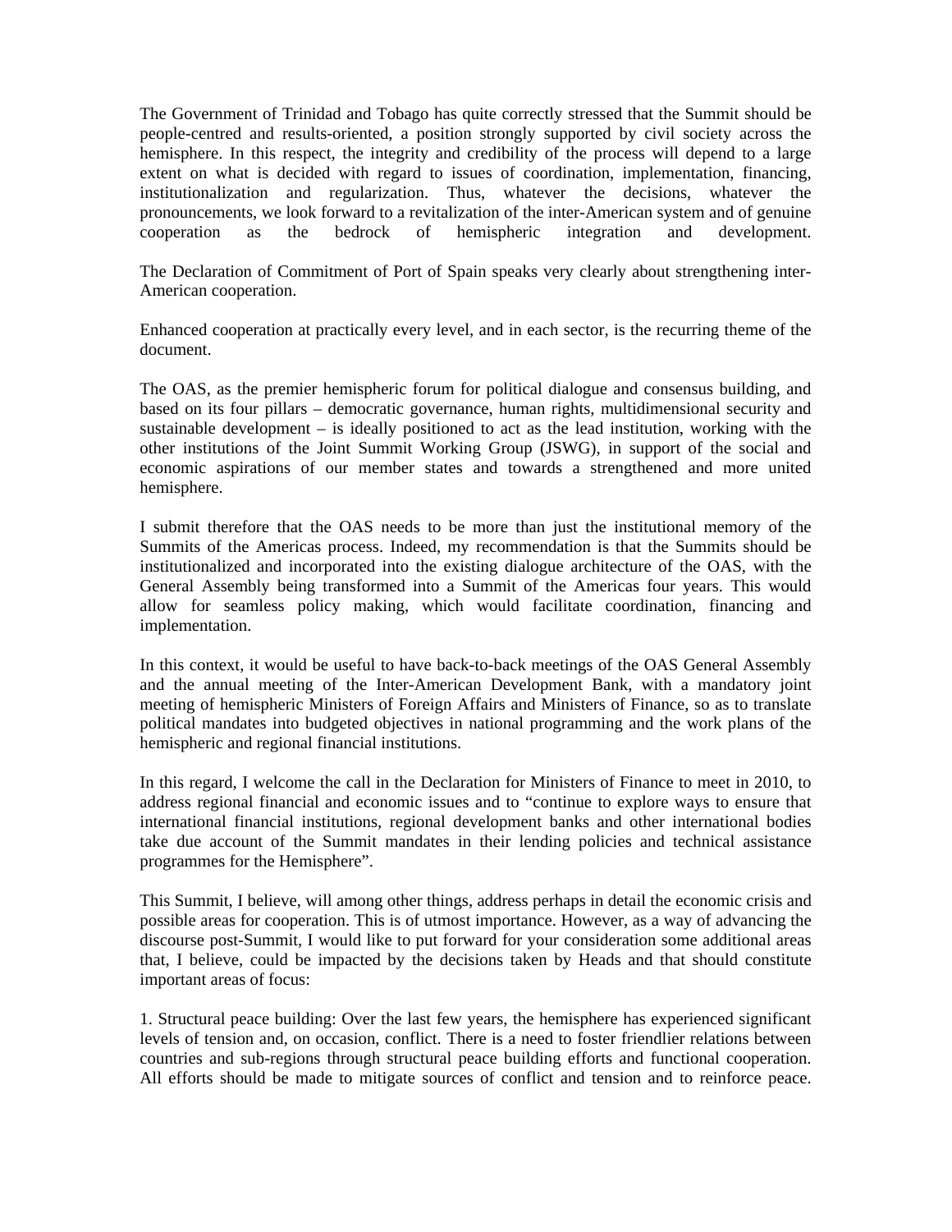The Government of Trinidad and Tobago has quite correctly stressed that the Summit should be people-centred and results-oriented, a position strongly supported by civil society across the hemisphere. In this respect, the integrity and credibility of the process will depend to a large extent on what is decided with regard to issues of coordination, implementation, financing, institutionalization and regularization. Thus, whatever the decisions, whatever the pronouncements, we look forward to a revitalization of the inter-American system and of genuine cooperation as the bedrock of hemispheric integration and development.

The Declaration of Commitment of Port of Spain speaks very clearly about strengthening inter-American cooperation.

Enhanced cooperation at practically every level, and in each sector, is the recurring theme of the document.

The OAS, as the premier hemispheric forum for political dialogue and consensus building, and based on its four pillars – democratic governance, human rights, multidimensional security and sustainable development – is ideally positioned to act as the lead institution, working with the other institutions of the Joint Summit Working Group (JSWG), in support of the social and economic aspirations of our member states and towards a strengthened and more united hemisphere.

I submit therefore that the OAS needs to be more than just the institutional memory of the Summits of the Americas process. Indeed, my recommendation is that the Summits should be institutionalized and incorporated into the existing dialogue architecture of the OAS, with the General Assembly being transformed into a Summit of the Americas four years. This would allow for seamless policy making, which would facilitate coordination, financing and implementation.

In this context, it would be useful to have back-to-back meetings of the OAS General Assembly and the annual meeting of the Inter-American Development Bank, with a mandatory joint meeting of hemispheric Ministers of Foreign Affairs and Ministers of Finance, so as to translate political mandates into budgeted objectives in national programming and the work plans of the hemispheric and regional financial institutions.

In this regard, I welcome the call in the Declaration for Ministers of Finance to meet in 2010, to address regional financial and economic issues and to "continue to explore ways to ensure that international financial institutions, regional development banks and other international bodies take due account of the Summit mandates in their lending policies and technical assistance programmes for the Hemisphere".

This Summit, I believe, will among other things, address perhaps in detail the economic crisis and possible areas for cooperation. This is of utmost importance. However, as a way of advancing the discourse post-Summit, I would like to put forward for your consideration some additional areas that, I believe, could be impacted by the decisions taken by Heads and that should constitute important areas of focus:

1. Structural peace building: Over the last few years, the hemisphere has experienced significant levels of tension and, on occasion, conflict. There is a need to foster friendlier relations between countries and sub-regions through structural peace building efforts and functional cooperation. All efforts should be made to mitigate sources of conflict and tension and to reinforce peace.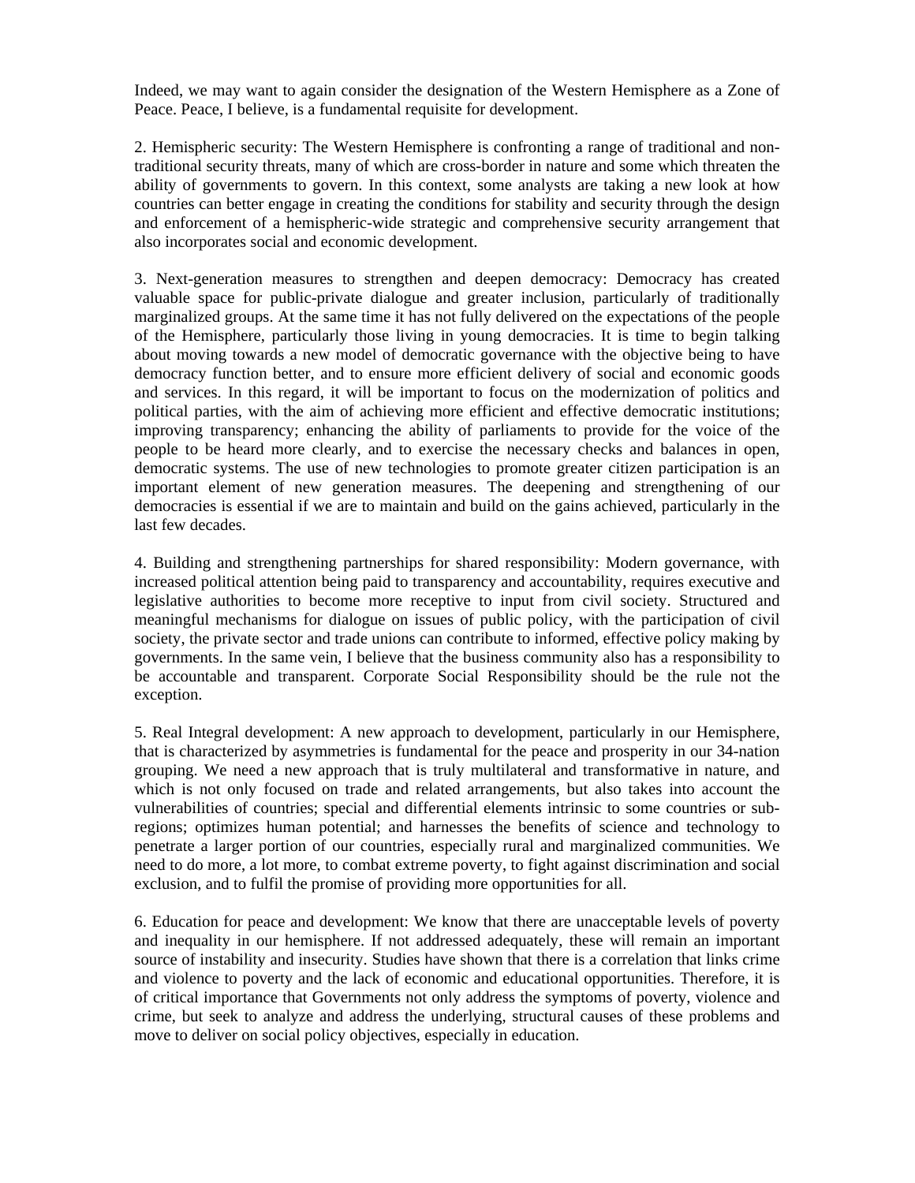Indeed, we may want to again consider the designation of the Western Hemisphere as a Zone of Peace. Peace, I believe, is a fundamental requisite for development.

2. Hemispheric security: The Western Hemisphere is confronting a range of traditional and non-traditional security threats, many of which are cross-border in nature and some which threaten the ability of governments to govern. In this context, some analysts are taking a new look at how countries can better engage in creating the conditions for stability and security through the design and enforcement of a hemispheric-wide strategic and comprehensive security arrangement that also incorporates social and economic development.

3. Next-generation measures to strengthen and deepen democracy: Democracy has created valuable space for public-private dialogue and greater inclusion, particularly of traditionally marginalized groups. At the same time it has not fully delivered on the expectations of the people of the Hemisphere, particularly those living in young democracies. It is time to begin talking about moving towards a new model of democratic governance with the objective being to have democracy function better, and to ensure more efficient delivery of social and economic goods and services. In this regard, it will be important to focus on the modernization of politics and political parties, with the aim of achieving more efficient and effective democratic institutions; improving transparency; enhancing the ability of parliaments to provide for the voice of the people to be heard more clearly, and to exercise the necessary checks and balances in open, democratic systems. The use of new technologies to promote greater citizen participation is an important element of new generation measures. The deepening and strengthening of our democracies is essential if we are to maintain and build on the gains achieved, particularly in the last few decades.

4. Building and strengthening partnerships for shared responsibility: Modern governance, with increased political attention being paid to transparency and accountability, requires executive and legislative authorities to become more receptive to input from civil society. Structured and meaningful mechanisms for dialogue on issues of public policy, with the participation of civil society, the private sector and trade unions can contribute to informed, effective policy making by governments. In the same vein, I believe that the business community also has a responsibility to be accountable and transparent. Corporate Social Responsibility should be the rule not the exception.

5. Real Integral development: A new approach to development, particularly in our Hemisphere, that is characterized by asymmetries is fundamental for the peace and prosperity in our 34-nation grouping. We need a new approach that is truly multilateral and transformative in nature, and which is not only focused on trade and related arrangements, but also takes into account the vulnerabilities of countries; special and differential elements intrinsic to some countries or sub-regions; optimizes human potential; and harnesses the benefits of science and technology to penetrate a larger portion of our countries, especially rural and marginalized communities. We need to do more, a lot more, to combat extreme poverty, to fight against discrimination and social exclusion, and to fulfil the promise of providing more opportunities for all.

6. Education for peace and development: We know that there are unacceptable levels of poverty and inequality in our hemisphere. If not addressed adequately, these will remain an important source of instability and insecurity. Studies have shown that there is a correlation that links crime and violence to poverty and the lack of economic and educational opportunities. Therefore, it is of critical importance that Governments not only address the symptoms of poverty, violence and crime, but seek to analyze and address the underlying, structural causes of these problems and move to deliver on social policy objectives, especially in education.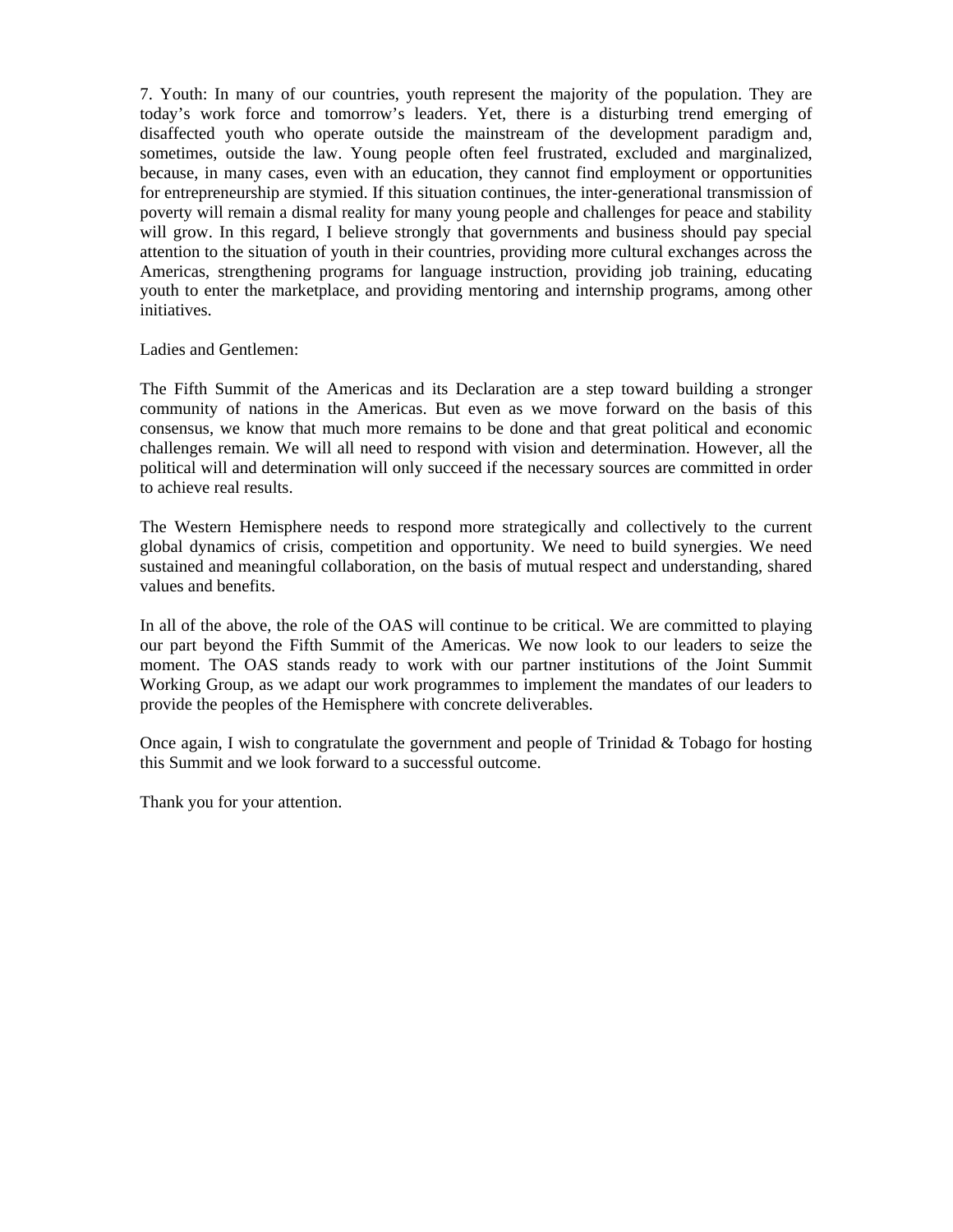7. Youth: In many of our countries, youth represent the majority of the population. They are today's work force and tomorrow's leaders. Yet, there is a disturbing trend emerging of disaffected youth who operate outside the mainstream of the development paradigm and, sometimes, outside the law. Young people often feel frustrated, excluded and marginalized, because, in many cases, even with an education, they cannot find employment or opportunities for entrepreneurship are stymied. If this situation continues, the inter-generational transmission of poverty will remain a dismal reality for many young people and challenges for peace and stability will grow. In this regard, I believe strongly that governments and business should pay special attention to the situation of youth in their countries, providing more cultural exchanges across the Americas, strengthening programs for language instruction, providing job training, educating youth to enter the marketplace, and providing mentoring and internship programs, among other initiatives.

Ladies and Gentlemen:

The Fifth Summit of the Americas and its Declaration are a step toward building a stronger community of nations in the Americas. But even as we move forward on the basis of this consensus, we know that much more remains to be done and that great political and economic challenges remain. We will all need to respond with vision and determination. However, all the political will and determination will only succeed if the necessary sources are committed in order to achieve real results.

The Western Hemisphere needs to respond more strategically and collectively to the current global dynamics of crisis, competition and opportunity. We need to build synergies. We need sustained and meaningful collaboration, on the basis of mutual respect and understanding, shared values and benefits.

In all of the above, the role of the OAS will continue to be critical. We are committed to playing our part beyond the Fifth Summit of the Americas. We now look to our leaders to seize the moment. The OAS stands ready to work with our partner institutions of the Joint Summit Working Group, as we adapt our work programmes to implement the mandates of our leaders to provide the peoples of the Hemisphere with concrete deliverables.

Once again, I wish to congratulate the government and people of Trinidad & Tobago for hosting this Summit and we look forward to a successful outcome.

Thank you for your attention.